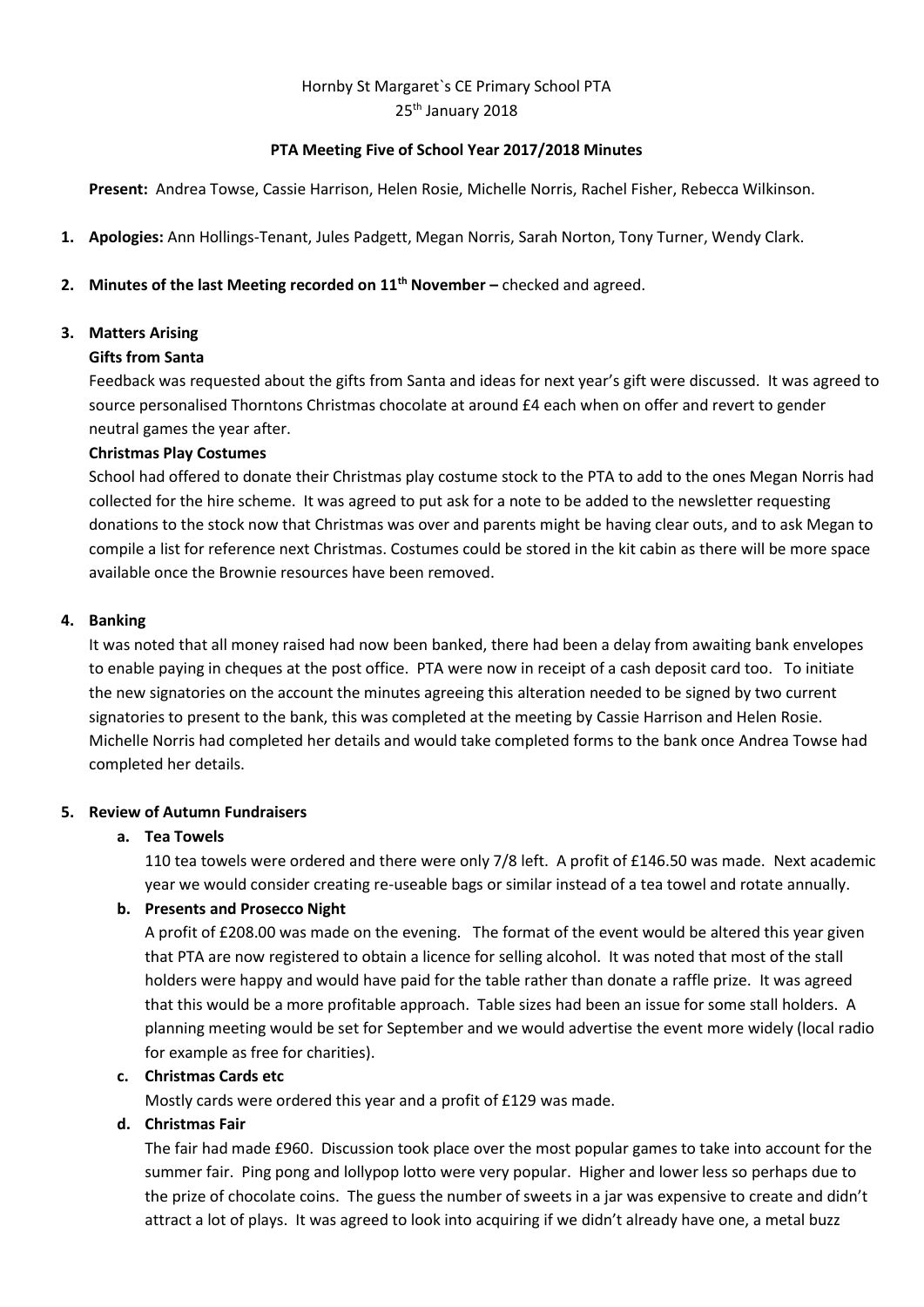Hornby St Margaret`s CE Primary School PTA
25th January 2018

**PTA Meeting Five of School Year 2017/2018 Minutes**

**Present:** Andrea Towse, Cassie Harrison, Helen Rosie, Michelle Norris, Rachel Fisher, Rebecca Wilkinson.

1. **Apologies:** Ann Hollings-Tenant, Jules Padgett, Megan Norris, Sarah Norton, Tony Turner, Wendy Clark.

2. **Minutes of the last Meeting recorded on 11th November –** checked and agreed.

3. **Matters Arising**

   **Gifts from Santa**

   Feedback was requested about the gifts from Santa and ideas for next year's gift were discussed. It was agreed to source personalised Thorntons Christmas chocolate at around £4 each when on offer and revert to gender neutral games the year after.

   **Christmas Play Costumes**

   School had offered to donate their Christmas play costume stock to the PTA to add to the ones Megan Norris had collected for the hire scheme. It was agreed to put ask for a note to be added to the newsletter requesting donations to the stock now that Christmas was over and parents might be having clear outs, and to ask Megan to compile a list for reference next Christmas. Costumes could be stored in the kit cabin as there will be more space available once the Brownie resources have been removed.

4. **Banking**

   It was noted that all money raised had now been banked, there had been a delay from awaiting bank envelopes to enable paying in cheques at the post office. PTA were now in receipt of a cash deposit card too. To initiate the new signatories on the account the minutes agreeing this alteration needed to be signed by two current signatories to present to the bank, this was completed at the meeting by Cassie Harrison and Helen Rosie. Michelle Norris had completed her details and would take completed forms to the bank once Andrea Towse had completed her details.

5. **Review of Autumn Fundraisers**

   a. **Tea Towels**

      110 tea towels were ordered and there were only 7/8 left. A profit of £146.50 was made. Next academic year we would consider creating re-useable bags or similar instead of a tea towel and rotate annually.

   b. **Presents and Prosecco Night**

      A profit of £208.00 was made on the evening. The format of the event would be altered this year given that PTA are now registered to obtain a licence for selling alcohol. It was noted that most of the stall holders were happy and would have paid for the table rather than donate a raffle prize. It was agreed that this would be a more profitable approach. Table sizes had been an issue for some stall holders. A planning meeting would be set for September and we would advertise the event more widely (local radio for example as free for charities).

   c. **Christmas Cards etc**

      Mostly cards were ordered this year and a profit of £129 was made.

   d. **Christmas Fair**

      The fair had made £960. Discussion took place over the most popular games to take into account for the summer fair. Ping pong and lollypop lotto were very popular. Higher and lower less so perhaps due to the prize of chocolate coins. The guess the number of sweets in a jar was expensive to create and didn't attract a lot of plays. It was agreed to look into acquiring if we didn't already have one, a metal buzz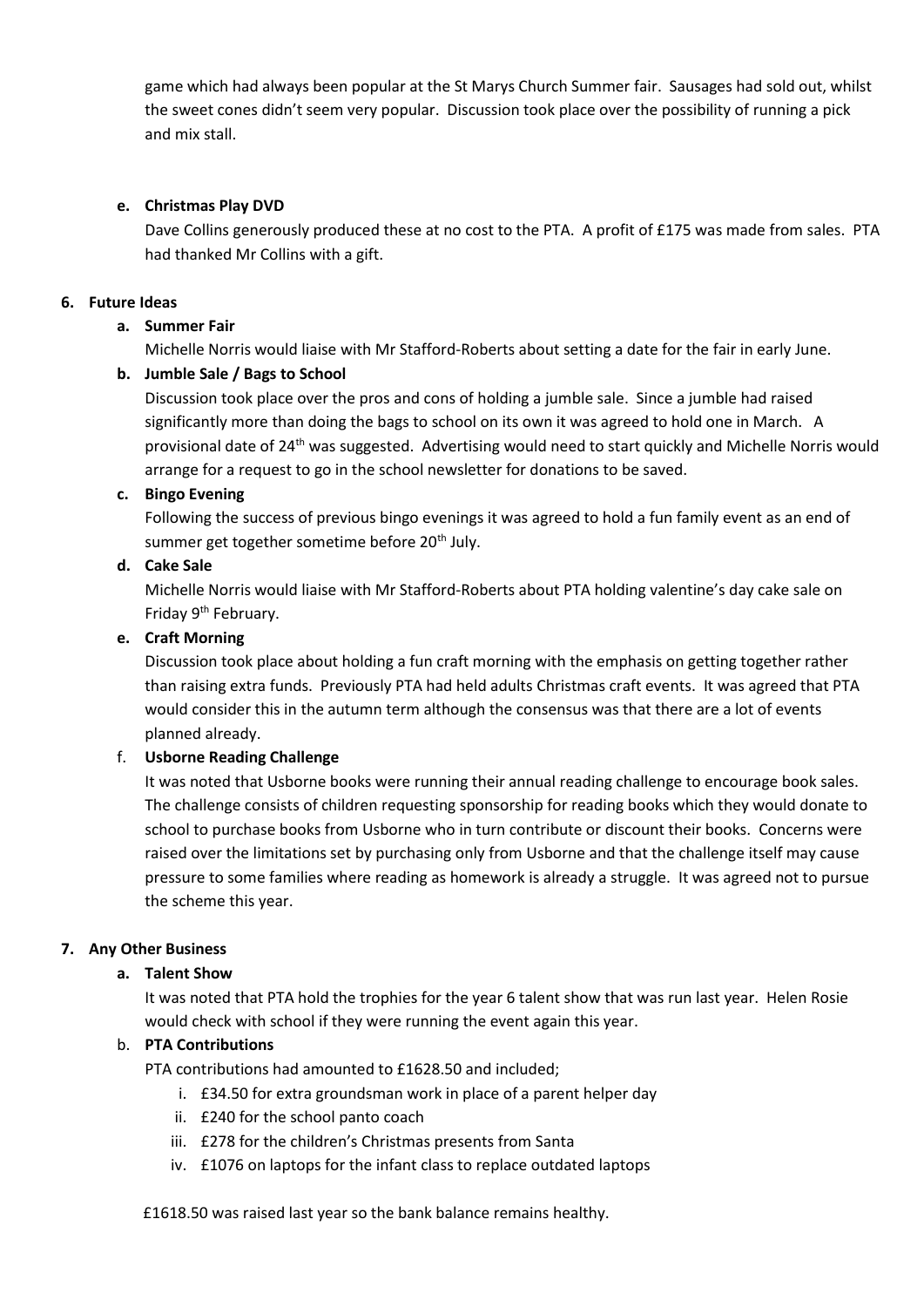game which had always been popular at the St Marys Church Summer fair. Sausages had sold out, whilst the sweet cones didn't seem very popular. Discussion took place over the possibility of running a pick and mix stall.

e. **Christmas Play DVD**

Dave Collins generously produced these at no cost to the PTA. A profit of £175 was made from sales. PTA had thanked Mr Collins with a gift.

6. **Future Ideas**

   a. **Summer Fair**

   Michelle Norris would liaise with Mr Stafford-Roberts about setting a date for the fair in early June.

   b. **Jumble Sale / Bags to School**

   Discussion took place over the pros and cons of holding a jumble sale. Since a jumble had raised significantly more than doing the bags to school on its own it was agreed to hold one in March. A provisional date of 24th was suggested. Advertising would need to start quickly and Michelle Norris would arrange for a request to go in the school newsletter for donations to be saved.

   c. **Bingo Evening**

   Following the success of previous bingo evenings it was agreed to hold a fun family event as an end of summer get together sometime before 20th July.

   d. **Cake Sale**

   Michelle Norris would liaise with Mr Stafford-Roberts about PTA holding valentine's day cake sale on Friday 9th February.

   e. **Craft Morning**

   Discussion took place about holding a fun craft morning with the emphasis on getting together rather than raising extra funds. Previously PTA had held adults Christmas craft events. It was agreed that PTA would consider this in the autumn term although the consensus was that there are a lot of events planned already.

   f. **Usborne Reading Challenge**

   It was noted that Usborne books were running their annual reading challenge to encourage book sales. The challenge consists of children requesting sponsorship for reading books which they would donate to school to purchase books from Usborne who in turn contribute or discount their books. Concerns were raised over the limitations set by purchasing only from Usborne and that the challenge itself may cause pressure to some families where reading as homework is already a struggle. It was agreed not to pursue the scheme this year.

7. **Any Other Business**

   a. **Talent Show**

   It was noted that PTA hold the trophies for the year 6 talent show that was run last year. Helen Rosie would check with school if they were running the event again this year.

   b. **PTA Contributions**

   PTA contributions had amounted to £1628.50 and included;

      i. £34.50 for extra groundsman work in place of a parent helper day
      ii. £240 for the school panto coach
      iii. £278 for the children's Christmas presents from Santa
      iv. £1076 on laptops for the infant class to replace outdated laptops

   £1618.50 was raised last year so the bank balance remains healthy.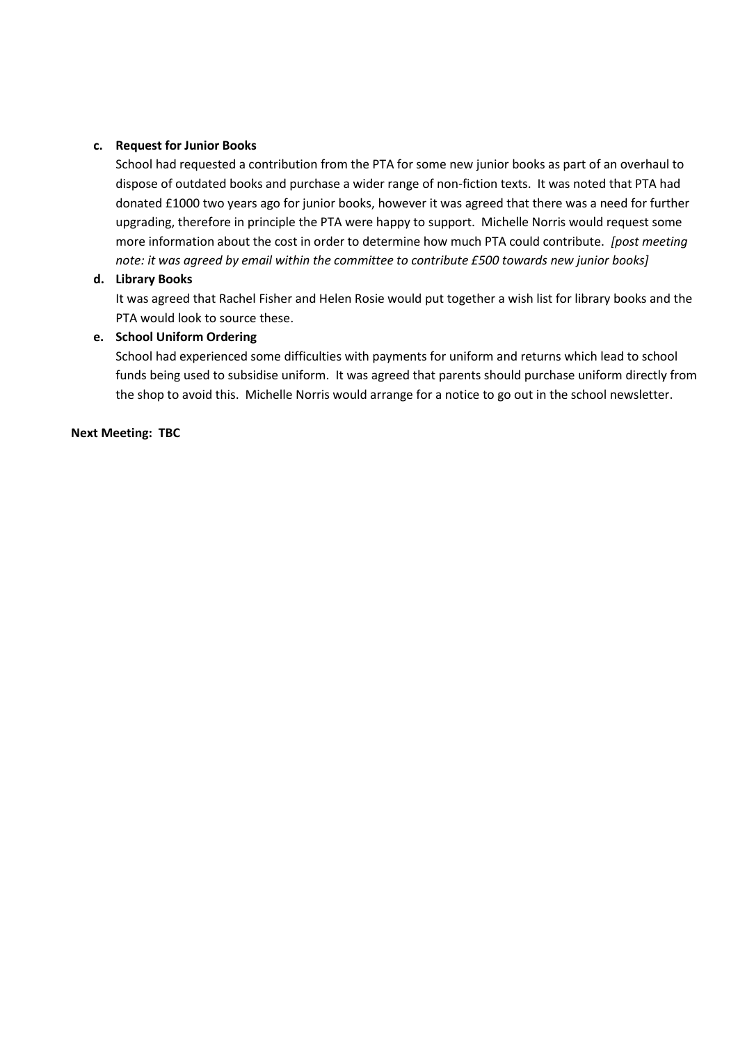**c. Request for Junior Books**

School had requested a contribution from the PTA for some new junior books as part of an overhaul to dispose of outdated books and purchase a wider range of non-fiction texts. It was noted that PTA had donated £1000 two years ago for junior books, however it was agreed that there was a need for further upgrading, therefore in principle the PTA were happy to support. Michelle Norris would request some more information about the cost in order to determine how much PTA could contribute. *[post meeting note: it was agreed by email within the committee to contribute £500 towards new junior books]*

**d. Library Books**

It was agreed that Rachel Fisher and Helen Rosie would put together a wish list for library books and the PTA would look to source these.

**e. School Uniform Ordering**

School had experienced some difficulties with payments for uniform and returns which lead to school funds being used to subsidise uniform. It was agreed that parents should purchase uniform directly from the shop to avoid this. Michelle Norris would arrange for a notice to go out in the school newsletter.

**Next Meeting: TBC**